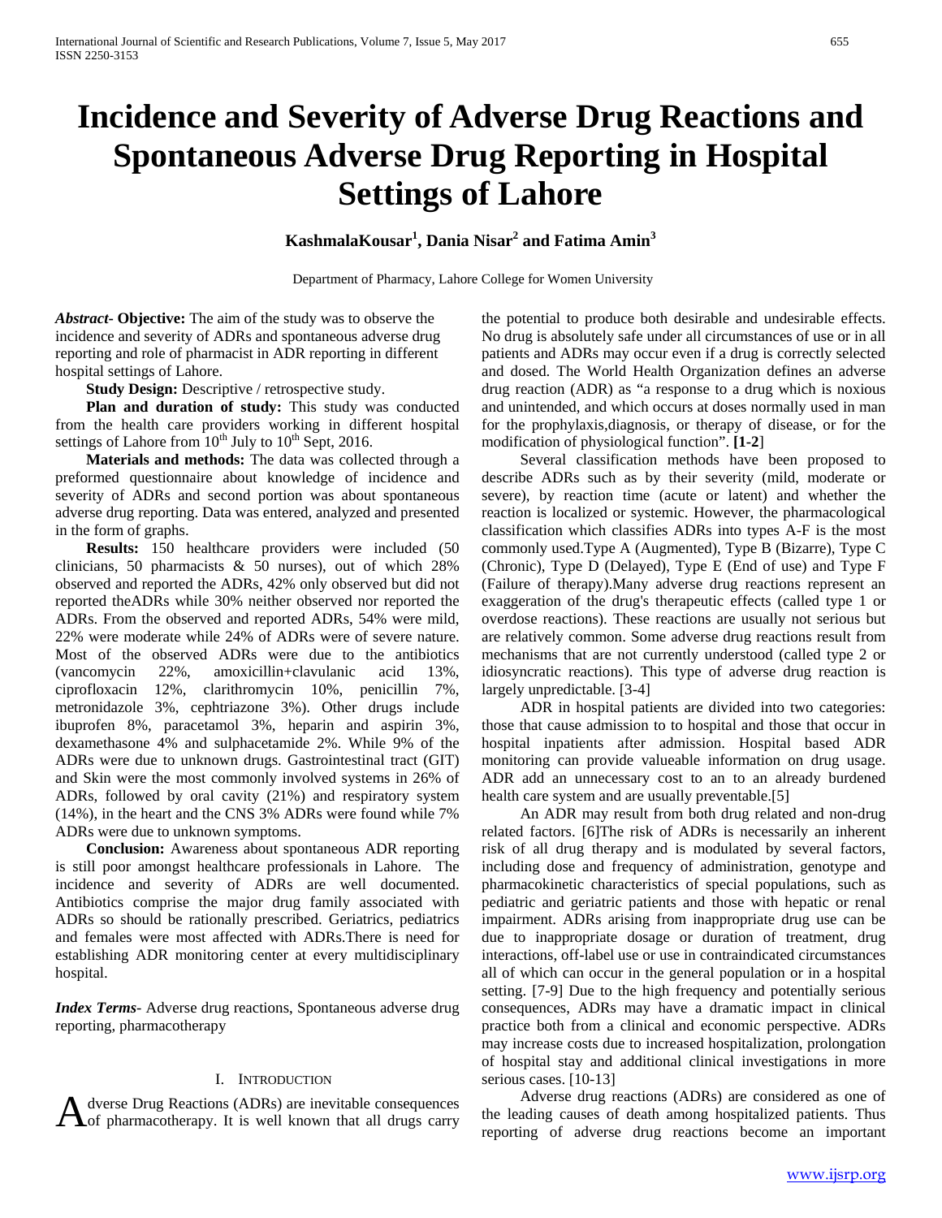# Incidence and Severity of Adverse Drug Reactions and Spontaneous Adverse Drug Reporting in Hospital Settings of Lahore

**KashmalaKousar[1], Dania Nisar[2] and Fatima Amin[3]**

Department of Pharmacy, Lahore College for Women University

***Abstract*- Objective:** The aim of the study was to observe the incidence and severity of ADRs and spontaneous adverse drug reporting and role of pharmacist in ADR reporting in different hospital settings of Lahore.

**Study Design:** Descriptive / retrospective study.

**Plan and duration of study:** This study was conducted from the health care providers working in different hospital settings of Lahore from 10th July to 10th Sept, 2016.

**Materials and methods:** The data was collected through a preformed questionnaire about knowledge of incidence and severity of ADRs and second portion was about spontaneous adverse drug reporting. Data was entered, analyzed and presented in the form of graphs.

**Results:** 150 healthcare providers were included (50 clinicians, 50 pharmacists & 50 nurses), out of which 28% observed and reported the ADRs, 42% only observed but did not reported theADRs while 30% neither observed nor reported the ADRs. From the observed and reported ADRs, 54% were mild, 22% were moderate while 24% of ADRs were of severe nature. Most of the observed ADRs were due to the antibiotics (vancomycin 22%, amoxicillin+clavulanic acid 13%, ciprofloxacin 12%, clarithromycin 10%, penicillin 7%, metronidazole 3%, cephtriazone 3%). Other drugs include ibuprofen 8%, paracetamol 3%, heparin and aspirin 3%, dexamethasone 4% and sulphacetamide 2%. While 9% of the ADRs were due to unknown drugs. Gastrointestinal tract (GIT) and Skin were the most commonly involved systems in 26% of ADRs, followed by oral cavity (21%) and respiratory system (14%), in the heart and the CNS 3% ADRs were found while 7% ADRs were due to unknown symptoms.

**Conclusion:** Awareness about spontaneous ADR reporting is still poor amongst healthcare professionals in Lahore. The incidence and severity of ADRs are well documented. Antibiotics comprise the major drug family associated with ADRs so should be rationally prescribed. Geriatrics, pediatrics and females were most affected with ADRs.There is need for establishing ADR monitoring center at every multidisciplinary hospital.

***Index Terms***- Adverse drug reactions, Spontaneous adverse drug reporting, pharmacotherapy

## I. Introduction

Adverse Drug Reactions (ADRs) are inevitable consequences of pharmacotherapy. It is well known that all drugs carry the potential to produce both desirable and undesirable effects. No drug is absolutely safe under all circumstances of use or in all patients and ADRs may occur even if a drug is correctly selected and dosed. The World Health Organization defines an adverse drug reaction (ADR) as "a response to a drug which is noxious and unintended, and which occurs at doses normally used in man for the prophylaxis,diagnosis, or therapy of disease, or for the modification of physiological function". **[1-2]**

Several classification methods have been proposed to describe ADRs such as by their severity (mild, moderate or severe), by reaction time (acute or latent) and whether the reaction is localized or systemic. However, the pharmacological classification which classifies ADRs into types A-F is the most commonly used.Type A (Augmented), Type B (Bizarre), Type C (Chronic), Type D (Delayed), Type E (End of use) and Type F (Failure of therapy).Many adverse drug reactions represent an exaggeration of the drug's therapeutic effects (called type 1 or overdose reactions). These reactions are usually not serious but are relatively common. Some adverse drug reactions result from mechanisms that are not currently understood (called type 2 or idiosyncratic reactions). This type of adverse drug reaction is largely unpredictable. [3-4]

ADR in hospital patients are divided into two categories: those that cause admission to to hospital and those that occur in hospital inpatients after admission. Hospital based ADR monitoring can provide valueable information on drug usage. ADR add an unnecessary cost to an to an already burdened health care system and are usually preventable.[5]

An ADR may result from both drug related and non-drug related factors. [6]The risk of ADRs is necessarily an inherent risk of all drug therapy and is modulated by several factors, including dose and frequency of administration, genotype and pharmacokinetic characteristics of special populations, such as pediatric and geriatric patients and those with hepatic or renal impairment. ADRs arising from inappropriate drug use can be due to inappropriate dosage or duration of treatment, drug interactions, off-label use or use in contraindicated circumstances all of which can occur in the general population or in a hospital setting. [7-9] Due to the high frequency and potentially serious consequences, ADRs may have a dramatic impact in clinical practice both from a clinical and economic perspective. ADRs may increase costs due to increased hospitalization, prolongation of hospital stay and additional clinical investigations in more serious cases. [10-13]

Adverse drug reactions (ADRs) are considered as one of the leading causes of death among hospitalized patients. Thus reporting of adverse drug reactions become an important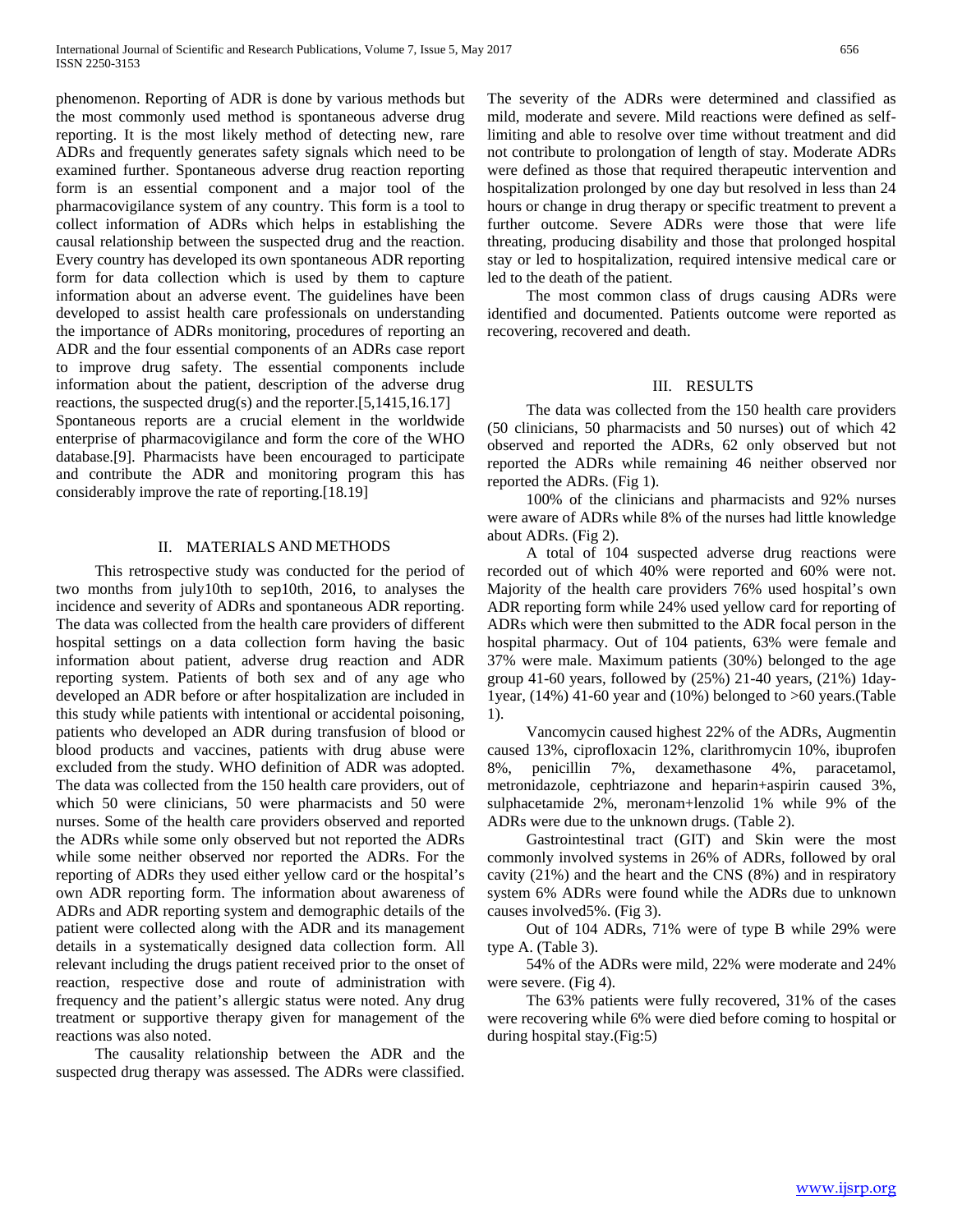phenomenon. Reporting of ADR is done by various methods but the most commonly used method is spontaneous adverse drug reporting. It is the most likely method of detecting new, rare ADRs and frequently generates safety signals which need to be examined further. Spontaneous adverse drug reaction reporting form is an essential component and a major tool of the pharmacovigilance system of any country. This form is a tool to collect information of ADRs which helps in establishing the causal relationship between the suspected drug and the reaction. Every country has developed its own spontaneous ADR reporting form for data collection which is used by them to capture information about an adverse event. The guidelines have been developed to assist health care professionals on understanding the importance of ADRs monitoring, procedures of reporting an ADR and the four essential components of an ADRs case report to improve drug safety. The essential components include information about the patient, description of the adverse drug reactions, the suspected drug(s) and the reporter.[5,1415,16.17] Spontaneous reports are a crucial element in the worldwide enterprise of pharmacovigilance and form the core of the WHO database.[9]. Pharmacists have been encouraged to participate and contribute the ADR and monitoring program this has considerably improve the rate of reporting.[18.19]

## II. MATERIALS AND METHODS

This retrospective study was conducted for the period of two months from july10th to sep10th, 2016, to analyses the incidence and severity of ADRs and spontaneous ADR reporting. The data was collected from the health care providers of different hospital settings on a data collection form having the basic information about patient, adverse drug reaction and ADR reporting system. Patients of both sex and of any age who developed an ADR before or after hospitalization are included in this study while patients with intentional or accidental poisoning, patients who developed an ADR during transfusion of blood or blood products and vaccines, patients with drug abuse were excluded from the study. WHO definition of ADR was adopted. The data was collected from the 150 health care providers, out of which 50 were clinicians, 50 were pharmacists and 50 were nurses. Some of the health care providers observed and reported the ADRs while some only observed but not reported the ADRs while some neither observed nor reported the ADRs. For the reporting of ADRs they used either yellow card or the hospital's own ADR reporting form. The information about awareness of ADRs and ADR reporting system and demographic details of the patient were collected along with the ADR and its management details in a systematically designed data collection form. All relevant including the drugs patient received prior to the onset of reaction, respective dose and route of administration with frequency and the patient's allergic status were noted. Any drug treatment or supportive therapy given for management of the reactions was also noted.

The causality relationship between the ADR and the suspected drug therapy was assessed. The ADRs were classified. The severity of the ADRs were determined and classified as mild, moderate and severe. Mild reactions were defined as self-limiting and able to resolve over time without treatment and did not contribute to prolongation of length of stay. Moderate ADRs were defined as those that required therapeutic intervention and hospitalization prolonged by one day but resolved in less than 24 hours or change in drug therapy or specific treatment to prevent a further outcome. Severe ADRs were those that were life threating, producing disability and those that prolonged hospital stay or led to hospitalization, required intensive medical care or led to the death of the patient.

The most common class of drugs causing ADRs were identified and documented. Patients outcome were reported as recovering, recovered and death.

## III. RESULTS

The data was collected from the 150 health care providers (50 clinicians, 50 pharmacists and 50 nurses) out of which 42 observed and reported the ADRs, 62 only observed but not reported the ADRs while remaining 46 neither observed nor reported the ADRs. (Fig 1).

100% of the clinicians and pharmacists and 92% nurses were aware of ADRs while 8% of the nurses had little knowledge about ADRs. (Fig 2).

A total of 104 suspected adverse drug reactions were recorded out of which 40% were reported and 60% were not. Majority of the health care providers 76% used hospital's own ADR reporting form while 24% used yellow card for reporting of ADRs which were then submitted to the ADR focal person in the hospital pharmacy. Out of 104 patients, 63% were female and 37% were male. Maximum patients (30%) belonged to the age group 41-60 years, followed by (25%) 21-40 years, (21%) 1day-1year, (14%) 41-60 year and (10%) belonged to >60 years.(Table 1).

Vancomycin caused highest 22% of the ADRs, Augmentin caused 13%, ciprofloxacin 12%, clarithromycin 10%, ibuprofen 8%, penicillin 7%, dexamethasone 4%, paracetamol, metronidazole, cephtriazone and heparin+aspirin caused 3%, sulphacetamide 2%, meronam+lenzolid 1% while 9% of the ADRs were due to the unknown drugs. (Table 2).

Gastrointestinal tract (GIT) and Skin were the most commonly involved systems in 26% of ADRs, followed by oral cavity (21%) and the heart and the CNS (8%) and in respiratory system 6% ADRs were found while the ADRs due to unknown causes involved5%. (Fig 3).

Out of 104 ADRs, 71% were of type B while 29% were type A. (Table 3).

54% of the ADRs were mild, 22% were moderate and 24% were severe. (Fig 4).

The 63% patients were fully recovered, 31% of the cases were recovering while 6% were died before coming to hospital or during hospital stay.(Fig:5)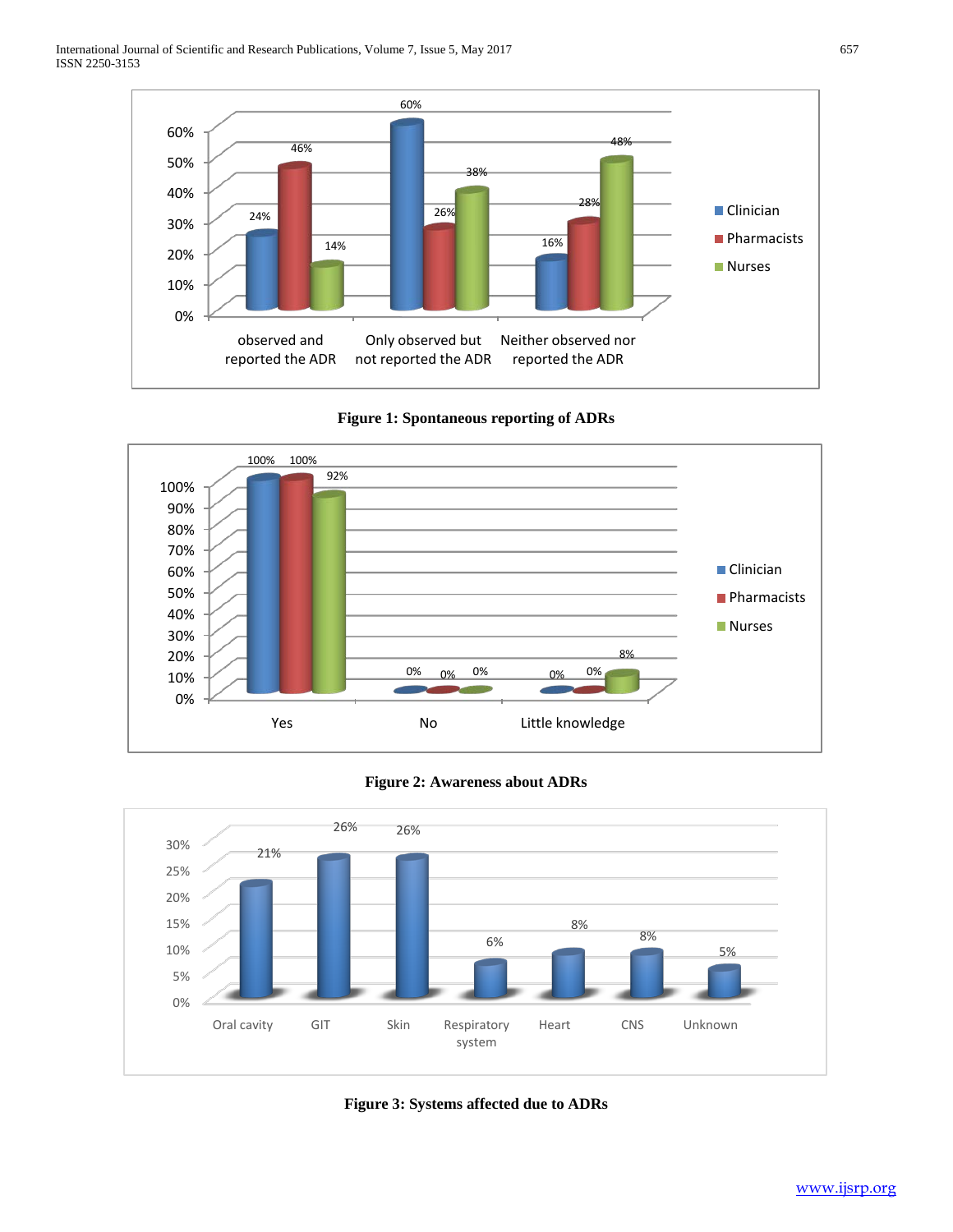| | Clinician | Pharmacists | Nurses |
|---|---|---|---|
| observed and reported the ADR | 24% | 46% | 14% |
| Only observed but not reported the ADR | 60% | 26% | 38% |
| Neither observed nor reported the ADR | 16% | 28% | 48% |

**Figure 1: Spontaneous reporting of ADRs**

| | Clinician | Pharmacists | Nurses |
|---|---|---|---|
| Yes | 100% | 100% | 92% |
| No | 0% | 0% | 0% |
| Little knowledge | 0% | 0% | 8% |

**Figure 2: Awareness about ADRs**

| Oral cavity | GIT | Skin | Respiratory system | Heart | CNS | Unknown |
|---|---|---|---|---|---|---|
| 21% | 26% | 26% | 6% | 8% | 8% | 5% |

**Figure 3: Systems affected due to ADRs**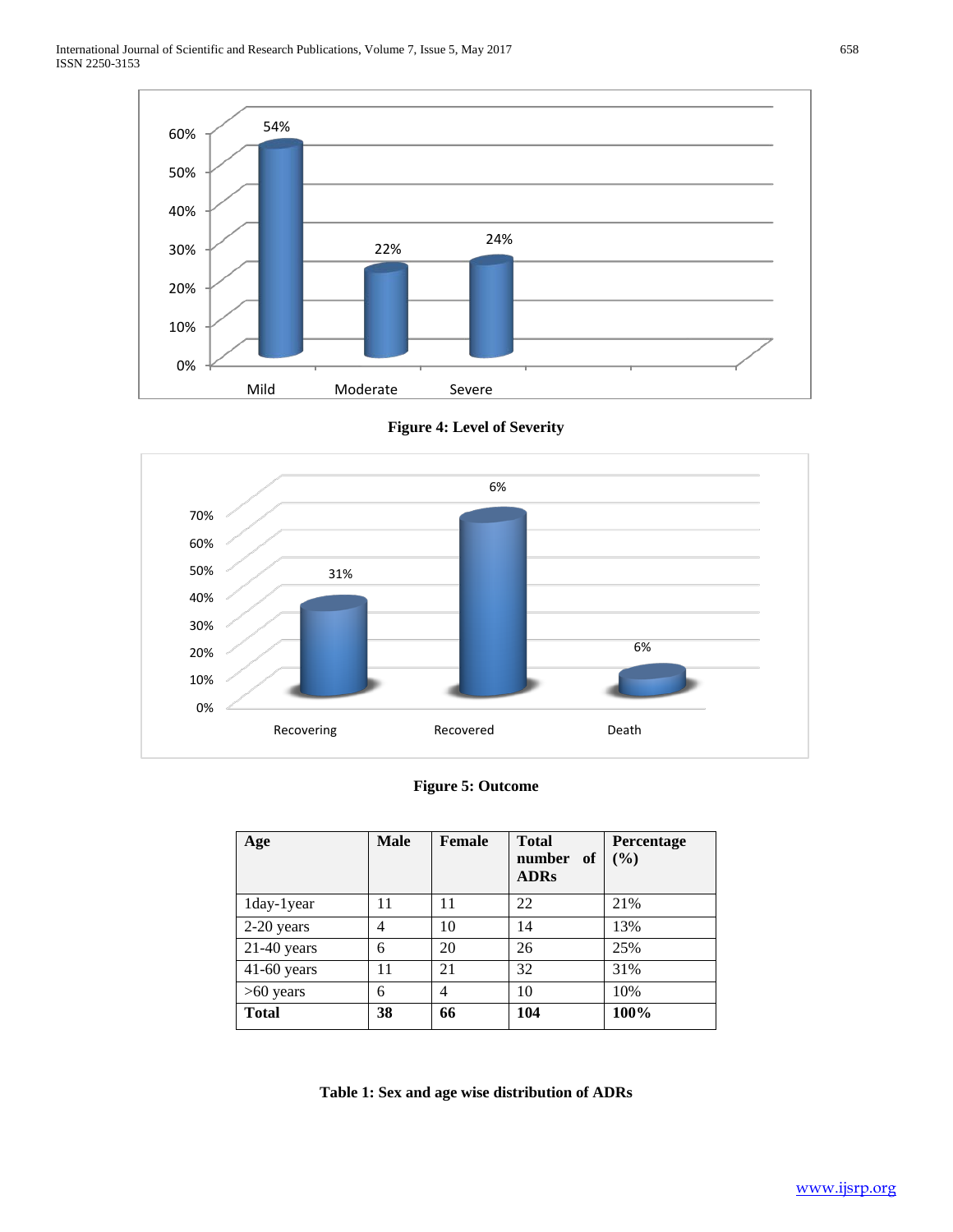**Figure 4: Level of Severity**

**Figure 5: Outcome**

| Age | Male | Female | Total number of ADRs | Percentage (%) |
|---|---|---|---|---|
| 1day-1year | 11 | 11 | 22 | 21% |
| 2-20 years | 4 | 10 | 14 | 13% |
| 21-40 years | 6 | 20 | 26 | 25% |
| 41-60 years | 11 | 21 | 32 | 31% |
| >60 years | 6 | 4 | 10 | 10% |
| **Total** | **38** | **66** | **104** | **100%** |

**Table 1: Sex and age wise distribution of ADRs**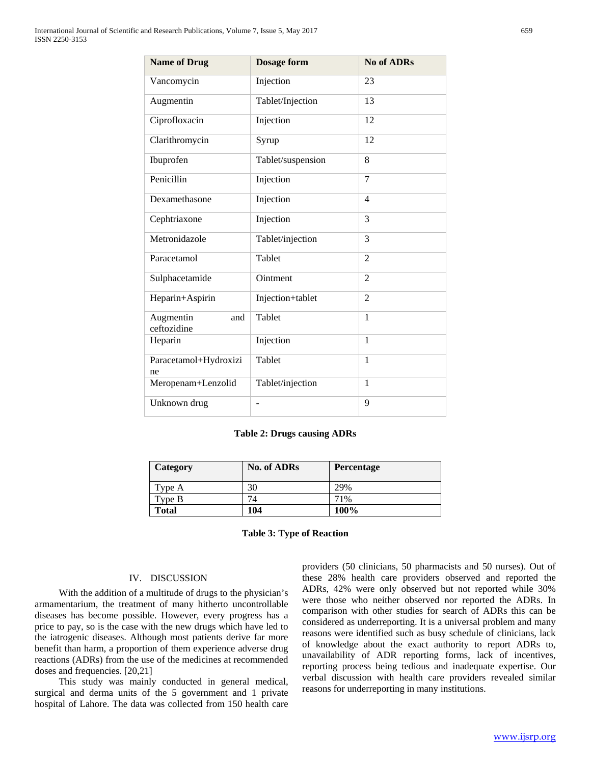| Name of Drug | Dosage form | No of ADRs |
|---|---|---|
| Vancomycin | Injection | 23 |
| Augmentin | Tablet/Injection | 13 |
| Ciprofloxacin | Injection | 12 |
| Clarithromycin | Syrup | 12 |
| Ibuprofen | Tablet/suspension | 8 |
| Penicillin | Injection | 7 |
| Dexamethasone | Injection | 4 |
| Cephtriaxone | Injection | 3 |
| Metronidazole | Tablet/injection | 3 |
| Paracetamol | Tablet | 2 |
| Sulphacetamide | Ointment | 2 |
| Heparin+Aspirin | Injection+tablet | 2 |
| Augmentin and ceftozidine | Tablet | 1 |
| Heparin | Injection | 1 |
| Paracetamol+Hydroxizine | Tablet | 1 |
| Meropenam+Lenzolid | Tablet/injection | 1 |
| Unknown drug | - | 9 |

**Table 2: Drugs causing ADRs**

| Category | No. of ADRs | Percentage |
|---|---|---|
| Type A | 30 | 29% |
| Type B | 74 | 71% |
| **Total** | **104** | **100%** |

**Table 3: Type of Reaction**

## IV. DISCUSSION

With the addition of a multitude of drugs to the physician's armamentarium, the treatment of many hitherto uncontrollable diseases has become possible. However, every progress has a price to pay, so is the case with the new drugs which have led to the iatrogenic diseases. Although most patients derive far more benefit than harm, a proportion of them experience adverse drug reactions (ADRs) from the use of the medicines at recommended doses and frequencies. [20,21]

This study was mainly conducted in general medical, surgical and derma units of the 5 government and 1 private hospital of Lahore. The data was collected from 150 health care providers (50 clinicians, 50 pharmacists and 50 nurses). Out of these 28% health care providers observed and reported the ADRs, 42% were only observed but not reported while 30% were those who neither observed nor reported the ADRs. In comparison with other studies for search of ADRs this can be considered as underreporting. It is a universal problem and many reasons were identified such as busy schedule of clinicians, lack of knowledge about the exact authority to report ADRs to, unavailability of ADR reporting forms, lack of incentives, reporting process being tedious and inadequate expertise. Our verbal discussion with health care providers revealed similar reasons for underreporting in many institutions.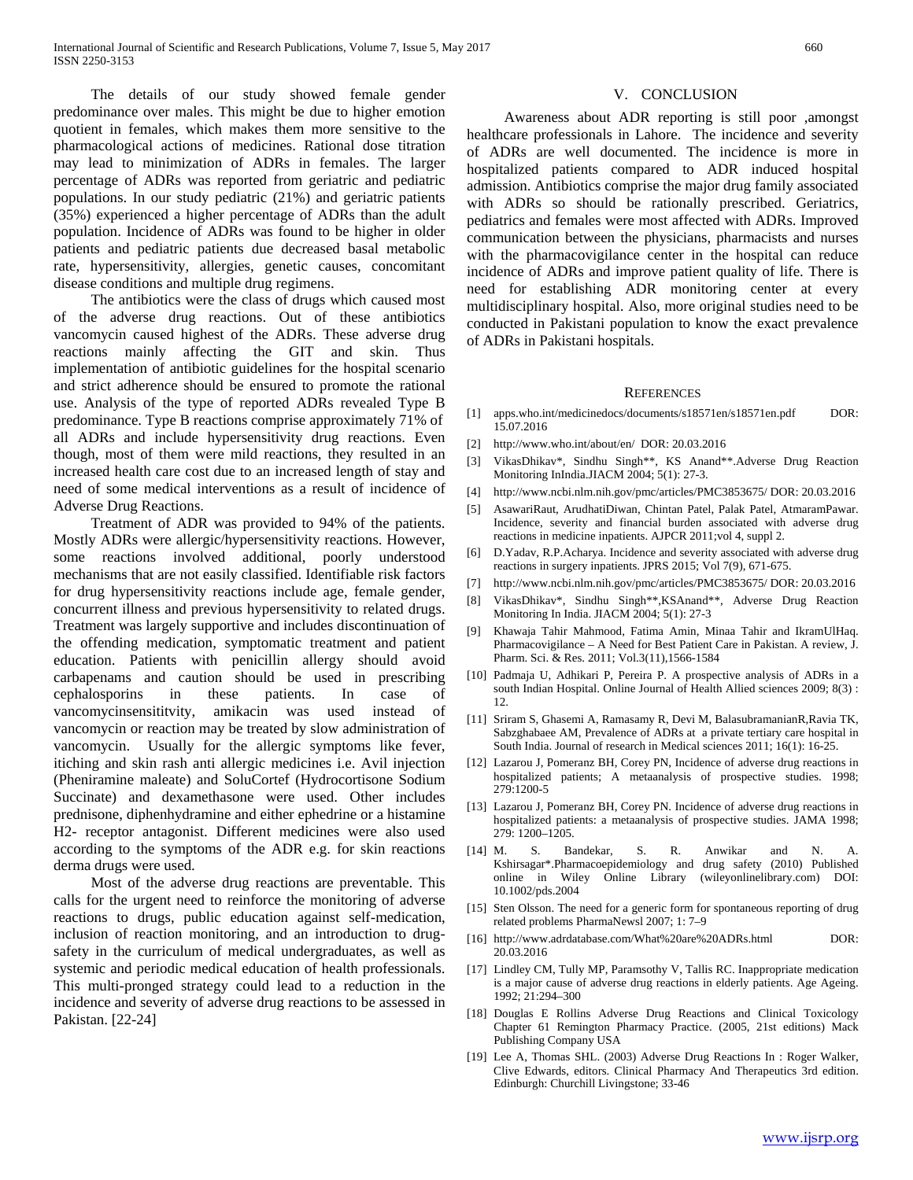The details of our study showed female gender predominance over males. This might be due to higher emotion quotient in females, which makes them more sensitive to the pharmacological actions of medicines. Rational dose titration may lead to minimization of ADRs in females. The larger percentage of ADRs was reported from geriatric and pediatric populations. In our study pediatric (21%) and geriatric patients (35%) experienced a higher percentage of ADRs than the adult population. Incidence of ADRs was found to be higher in older patients and pediatric patients due decreased basal metabolic rate, hypersensitivity, allergies, genetic causes, concomitant disease conditions and multiple drug regimens.

The antibiotics were the class of drugs which caused most of the adverse drug reactions. Out of these antibiotics vancomycin caused highest of the ADRs. These adverse drug reactions mainly affecting the GIT and skin. Thus implementation of antibiotic guidelines for the hospital scenario and strict adherence should be ensured to promote the rational use. Analysis of the type of reported ADRs revealed Type B predominance. Type B reactions comprise approximately 71% of all ADRs and include hypersensitivity drug reactions. Even though, most of them were mild reactions, they resulted in an increased health care cost due to an increased length of stay and need of some medical interventions as a result of incidence of Adverse Drug Reactions.

Treatment of ADR was provided to 94% of the patients. Mostly ADRs were allergic/hypersensitivity reactions. However, some reactions involved additional, poorly understood mechanisms that are not easily classified. Identifiable risk factors for drug hypersensitivity reactions include age, female gender, concurrent illness and previous hypersensitivity to related drugs. Treatment was largely supportive and includes discontinuation of the offending medication, symptomatic treatment and patient education. Patients with penicillin allergy should avoid carbapenams and caution should be used in prescribing cephalosporins in these patients. In case of vancomycinsensititvity, amikacin was used instead of vancomycin or reaction may be treated by slow administration of vancomycin. Usually for the allergic symptoms like fever, itiching and skin rash anti allergic medicines i.e. Avil injection (Pheniramine maleate) and SoluCortef (Hydrocortisone Sodium Succinate) and dexamethasone were used. Other includes prednisone, diphenhydramine and either ephedrine or a histamine H2- receptor antagonist. Different medicines were also used according to the symptoms of the ADR e.g. for skin reactions derma drugs were used.

Most of the adverse drug reactions are preventable. This calls for the urgent need to reinforce the monitoring of adverse reactions to drugs, public education against self-medication, inclusion of reaction monitoring, and an introduction to drug-safety in the curriculum of medical undergraduates, as well as systemic and periodic medical education of health professionals. This multi-pronged strategy could lead to a reduction in the incidence and severity of adverse drug reactions to be assessed in Pakistan. [22-24]

## V. CONCLUSION

Awareness about ADR reporting is still poor ,amongst healthcare professionals in Lahore. The incidence and severity of ADRs are well documented. The incidence is more in hospitalized patients compared to ADR induced hospital admission. Antibiotics comprise the major drug family associated with ADRs so should be rationally prescribed. Geriatrics, pediatrics and females were most affected with ADRs. Improved communication between the physicians, pharmacists and nurses with the pharmacovigilance center in the hospital can reduce incidence of ADRs and improve patient quality of life. There is need for establishing ADR monitoring center at every multidisciplinary hospital. Also, more original studies need to be conducted in Pakistani population to know the exact prevalence of ADRs in Pakistani hospitals.

## REFERENCES

[1] apps.who.int/medicinedocs/documents/s18571en/s18571en.pdf DOR: 15.07.2016

[2] http://www.who.int/about/en/ DOR: 20.03.2016

[3] VikasDhikav*, Sindhu Singh**, KS Anand**.Adverse Drug Reaction Monitoring InIndia.JIACM 2004; 5(1): 27-3.

[4] http://www.ncbi.nlm.nih.gov/pmc/articles/PMC3853675/ DOR: 20.03.2016

[5] AsawariRaut, ArudhatiDiwan, Chintan Patel, Palak Patel, AtmaramPawar. Incidence, severity and financial burden associated with adverse drug reactions in medicine inpatients. AJPCR 2011;vol 4, suppl 2.

[6] D.Yadav, R.P.Acharya. Incidence and severity associated with adverse drug reactions in surgery inpatients. JPRS 2015; Vol 7(9), 671-675.

[7] http://www.ncbi.nlm.nih.gov/pmc/articles/PMC3853675/ DOR: 20.03.2016

[8] VikasDhikav*, Sindhu Singh**,KSAnand**, Adverse Drug Reaction Monitoring In India. JIACM 2004; 5(1): 27-3

[9] Khawaja Tahir Mahmood, Fatima Amin, Minaa Tahir and IkramUlHaq. Pharmacovigilance – A Need for Best Patient Care in Pakistan. A review, J. Pharm. Sci. & Res. 2011; Vol.3(11),1566-1584

[10] Padmaja U, Adhikari P, Pereira P. A prospective analysis of ADRs in a south Indian Hospital. Online Journal of Health Allied sciences 2009; 8(3) : 12.

[11] Sriram S, Ghasemi A, Ramasamy R, Devi M, BalasubramanianR,Ravia TK, Sabzghabaee AM, Prevalence of ADRs at a private tertiary care hospital in South India. Journal of research in Medical sciences 2011; 16(1): 16-25.

[12] Lazarou J, Pomeranz BH, Corey PN, Incidence of adverse drug reactions in hospitalized patients; A metaanalysis of prospective studies. 1998; 279:1200-5

[13] Lazarou J, Pomeranz BH, Corey PN. Incidence of adverse drug reactions in hospitalized patients: a metaanalysis of prospective studies. JAMA 1998; 279: 1200–1205.

[14] M. S. Bandekar, S. R. Anwikar and N. A. Kshirsagar*.Pharmacoepidemiology and drug safety (2010) Published online in Wiley Online Library (wileyonlinelibrary.com) DOI: 10.1002/pds.2004

[15] Sten Olsson. The need for a generic form for spontaneous reporting of drug related problems PharmaNewsl 2007; 1: 7–9

[16] http://www.adrdatabase.com/What%20are%20ADRs.html DOR: 20.03.2016

[17] Lindley CM, Tully MP, Paramsothy V, Tallis RC. Inappropriate medication is a major cause of adverse drug reactions in elderly patients. Age Ageing. 1992; 21:294–300

[18] Douglas E Rollins Adverse Drug Reactions and Clinical Toxicology Chapter 61 Remington Pharmacy Practice. (2005, 21st editions) Mack Publishing Company USA

[19] Lee A, Thomas SHL. (2003) Adverse Drug Reactions In : Roger Walker, Clive Edwards, editors. Clinical Pharmacy And Therapeutics 3rd edition. Edinburgh: Churchill Livingstone; 33-46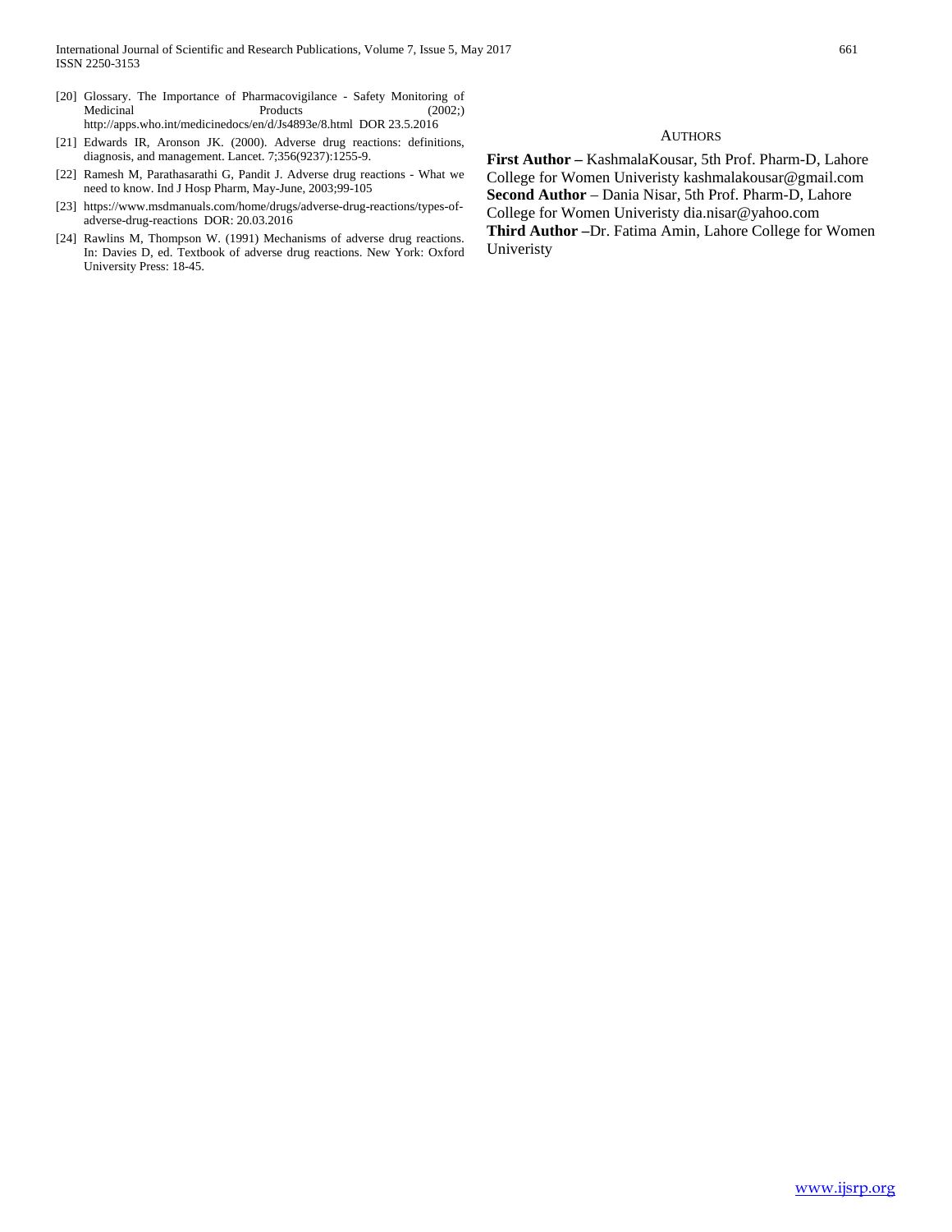[20] Glossary. The Importance of Pharmacovigilance - Safety Monitoring of Medicinal Products (2002;) http://apps.who.int/medicinedocs/en/d/Js4893e/8.html DOR 23.5.2016

[21] Edwards IR, Aronson JK. (2000). Adverse drug reactions: definitions, diagnosis, and management. Lancet. 7;356(9237):1255-9.

[22] Ramesh M, Parathasarathi G, Pandit J. Adverse drug reactions - What we need to know. Ind J Hosp Pharm, May-June, 2003;99-105

[23] https://www.msdmanuals.com/home/drugs/adverse-drug-reactions/types-of-adverse-drug-reactions DOR: 20.03.2016

[24] Rawlins M, Thompson W. (1991) Mechanisms of adverse drug reactions. In: Davies D, ed. Textbook of adverse drug reactions. New York: Oxford University Press: 18-45.

## AUTHORS

**First Author –** KashmalaKousar, 5th Prof. Pharm-D, Lahore College for Women Univeristy kashmalakousar@gmail.com
**Second Author** – Dania Nisar, 5th Prof. Pharm-D, Lahore College for Women Univeristy dia.nisar@yahoo.com
**Third Author –**Dr. Fatima Amin, Lahore College for Women Univeristy